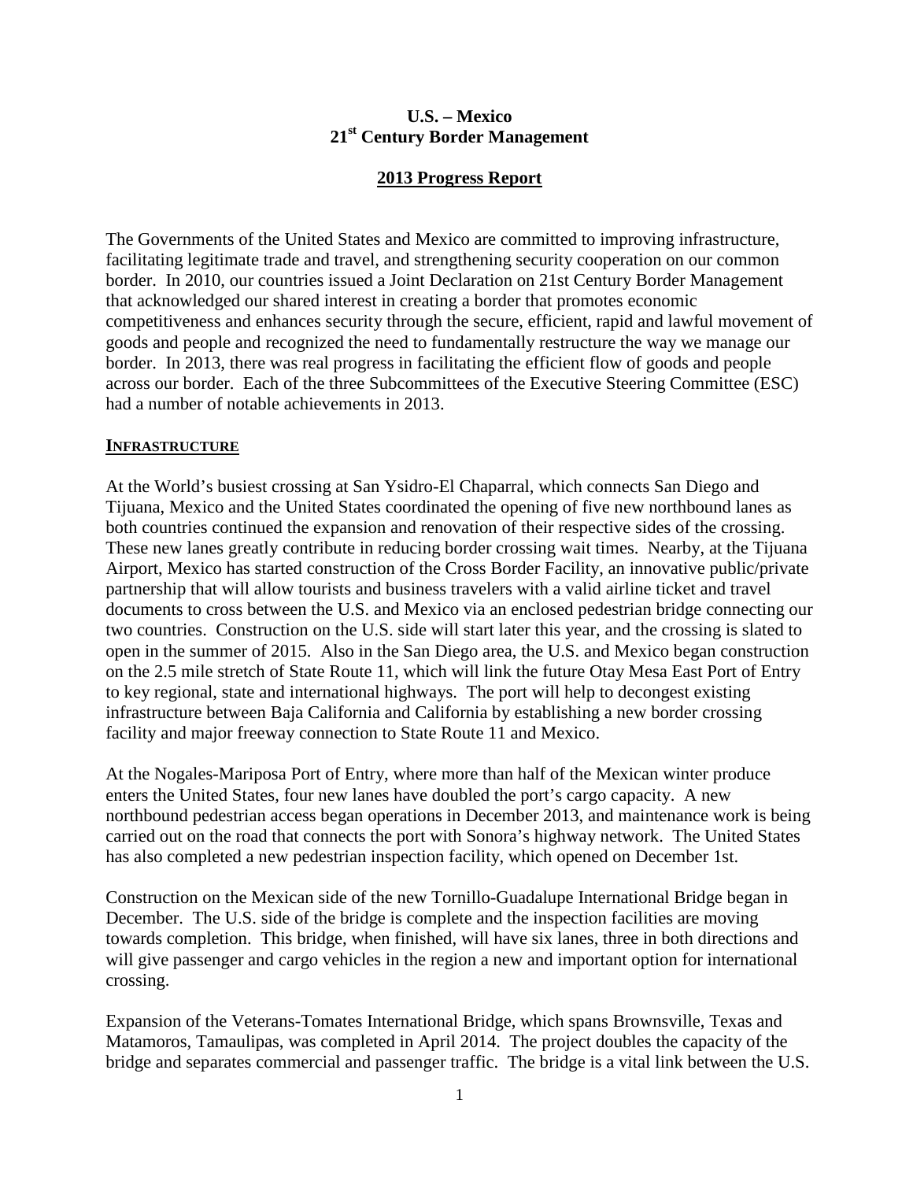# U.S. – Mexico
# 21st Century Border Management

## 2013 Progress Report

The Governments of the United States and Mexico are committed to improving infrastructure, facilitating legitimate trade and travel, and strengthening security cooperation on our common border. In 2010, our countries issued a Joint Declaration on 21st Century Border Management that acknowledged our shared interest in creating a border that promotes economic competitiveness and enhances security through the secure, efficient, rapid and lawful movement of goods and people and recognized the need to fundamentally restructure the way we manage our border. In 2013, there was real progress in facilitating the efficient flow of goods and people across our border. Each of the three Subcommittees of the Executive Steering Committee (ESC) had a number of notable achievements in 2013.

### INFRASTRUCTURE

At the World's busiest crossing at San Ysidro-El Chaparral, which connects San Diego and Tijuana, Mexico and the United States coordinated the opening of five new northbound lanes as both countries continued the expansion and renovation of their respective sides of the crossing. These new lanes greatly contribute in reducing border crossing wait times. Nearby, at the Tijuana Airport, Mexico has started construction of the Cross Border Facility, an innovative public/private partnership that will allow tourists and business travelers with a valid airline ticket and travel documents to cross between the U.S. and Mexico via an enclosed pedestrian bridge connecting our two countries. Construction on the U.S. side will start later this year, and the crossing is slated to open in the summer of 2015. Also in the San Diego area, the U.S. and Mexico began construction on the 2.5 mile stretch of State Route 11, which will link the future Otay Mesa East Port of Entry to key regional, state and international highways. The port will help to decongest existing infrastructure between Baja California and California by establishing a new border crossing facility and major freeway connection to State Route 11 and Mexico.

At the Nogales-Mariposa Port of Entry, where more than half of the Mexican winter produce enters the United States, four new lanes have doubled the port's cargo capacity. A new northbound pedestrian access began operations in December 2013, and maintenance work is being carried out on the road that connects the port with Sonora's highway network. The United States has also completed a new pedestrian inspection facility, which opened on December 1st.

Construction on the Mexican side of the new Tornillo-Guadalupe International Bridge began in December. The U.S. side of the bridge is complete and the inspection facilities are moving towards completion. This bridge, when finished, will have six lanes, three in both directions and will give passenger and cargo vehicles in the region a new and important option for international crossing.

Expansion of the Veterans-Tomates International Bridge, which spans Brownsville, Texas and Matamoros, Tamaulipas, was completed in April 2014. The project doubles the capacity of the bridge and separates commercial and passenger traffic. The bridge is a vital link between the U.S.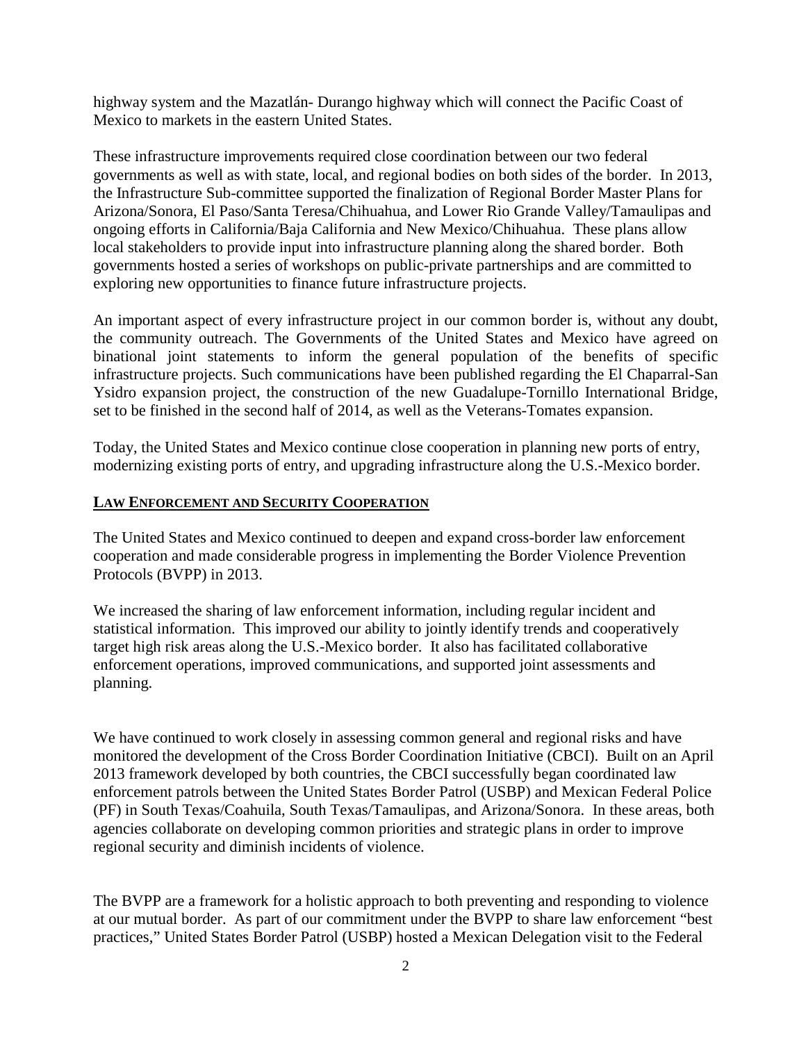highway system and the Mazatlán- Durango highway which will connect the Pacific Coast of Mexico to markets in the eastern United States.

These infrastructure improvements required close coordination between our two federal governments as well as with state, local, and regional bodies on both sides of the border. In 2013, the Infrastructure Sub-committee supported the finalization of Regional Border Master Plans for Arizona/Sonora, El Paso/Santa Teresa/Chihuahua, and Lower Rio Grande Valley/Tamaulipas and ongoing efforts in California/Baja California and New Mexico/Chihuahua. These plans allow local stakeholders to provide input into infrastructure planning along the shared border. Both governments hosted a series of workshops on public-private partnerships and are committed to exploring new opportunities to finance future infrastructure projects.

An important aspect of every infrastructure project in our common border is, without any doubt, the community outreach. The Governments of the United States and Mexico have agreed on binational joint statements to inform the general population of the benefits of specific infrastructure projects. Such communications have been published regarding the El Chaparral-San Ysidro expansion project, the construction of the new Guadalupe-Tornillo International Bridge, set to be finished in the second half of 2014, as well as the Veterans-Tomates expansion.

Today, the United States and Mexico continue close cooperation in planning new ports of entry, modernizing existing ports of entry, and upgrading infrastructure along the U.S.-Mexico border.

## LAW ENFORCEMENT AND SECURITY COOPERATION

The United States and Mexico continued to deepen and expand cross-border law enforcement cooperation and made considerable progress in implementing the Border Violence Prevention Protocols (BVPP) in 2013.

We increased the sharing of law enforcement information, including regular incident and statistical information. This improved our ability to jointly identify trends and cooperatively target high risk areas along the U.S.-Mexico border. It also has facilitated collaborative enforcement operations, improved communications, and supported joint assessments and planning.

We have continued to work closely in assessing common general and regional risks and have monitored the development of the Cross Border Coordination Initiative (CBCI). Built on an April 2013 framework developed by both countries, the CBCI successfully began coordinated law enforcement patrols between the United States Border Patrol (USBP) and Mexican Federal Police (PF) in South Texas/Coahuila, South Texas/Tamaulipas, and Arizona/Sonora. In these areas, both agencies collaborate on developing common priorities and strategic plans in order to improve regional security and diminish incidents of violence.

The BVPP are a framework for a holistic approach to both preventing and responding to violence at our mutual border. As part of our commitment under the BVPP to share law enforcement "best practices," United States Border Patrol (USBP) hosted a Mexican Delegation visit to the Federal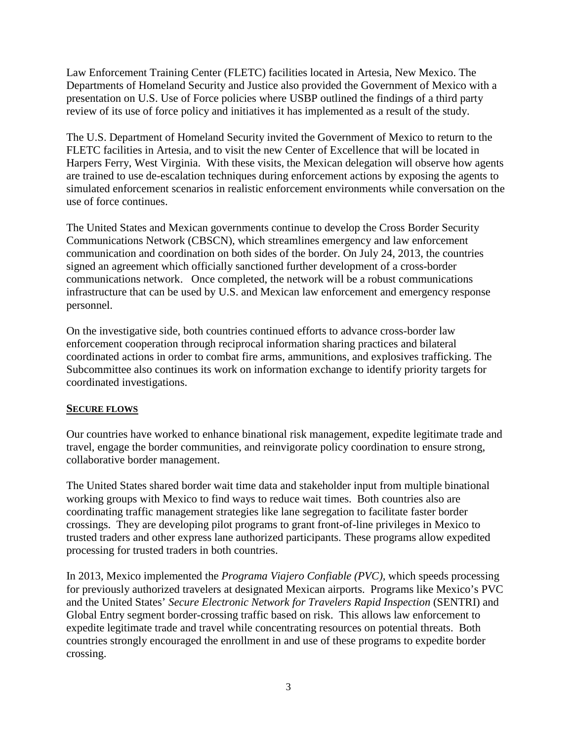Law Enforcement Training Center (FLETC) facilities located in Artesia, New Mexico. The Departments of Homeland Security and Justice also provided the Government of Mexico with a presentation on U.S. Use of Force policies where USBP outlined the findings of a third party review of its use of force policy and initiatives it has implemented as a result of the study.

The U.S. Department of Homeland Security invited the Government of Mexico to return to the FLETC facilities in Artesia, and to visit the new Center of Excellence that will be located in Harpers Ferry, West Virginia. With these visits, the Mexican delegation will observe how agents are trained to use de-escalation techniques during enforcement actions by exposing the agents to simulated enforcement scenarios in realistic enforcement environments while conversation on the use of force continues.

The United States and Mexican governments continue to develop the Cross Border Security Communications Network (CBSCN), which streamlines emergency and law enforcement communication and coordination on both sides of the border. On July 24, 2013, the countries signed an agreement which officially sanctioned further development of a cross-border communications network. Once completed, the network will be a robust communications infrastructure that can be used by U.S. and Mexican law enforcement and emergency response personnel.

On the investigative side, both countries continued efforts to advance cross-border law enforcement cooperation through reciprocal information sharing practices and bilateral coordinated actions in order to combat fire arms, ammunitions, and explosives trafficking. The Subcommittee also continues its work on information exchange to identify priority targets for coordinated investigations.

## SECURE FLOWS

Our countries have worked to enhance binational risk management, expedite legitimate trade and travel, engage the border communities, and reinvigorate policy coordination to ensure strong, collaborative border management.

The United States shared border wait time data and stakeholder input from multiple binational working groups with Mexico to find ways to reduce wait times. Both countries also are coordinating traffic management strategies like lane segregation to facilitate faster border crossings. They are developing pilot programs to grant front-of-line privileges in Mexico to trusted traders and other express lane authorized participants. These programs allow expedited processing for trusted traders in both countries.

In 2013, Mexico implemented the *Programa Viajero Confiable (PVC),* which speeds processing for previously authorized travelers at designated Mexican airports. Programs like Mexico's PVC and the United States' *Secure Electronic Network for Travelers Rapid Inspection* (SENTRI) and Global Entry segment border-crossing traffic based on risk. This allows law enforcement to expedite legitimate trade and travel while concentrating resources on potential threats. Both countries strongly encouraged the enrollment in and use of these programs to expedite border crossing.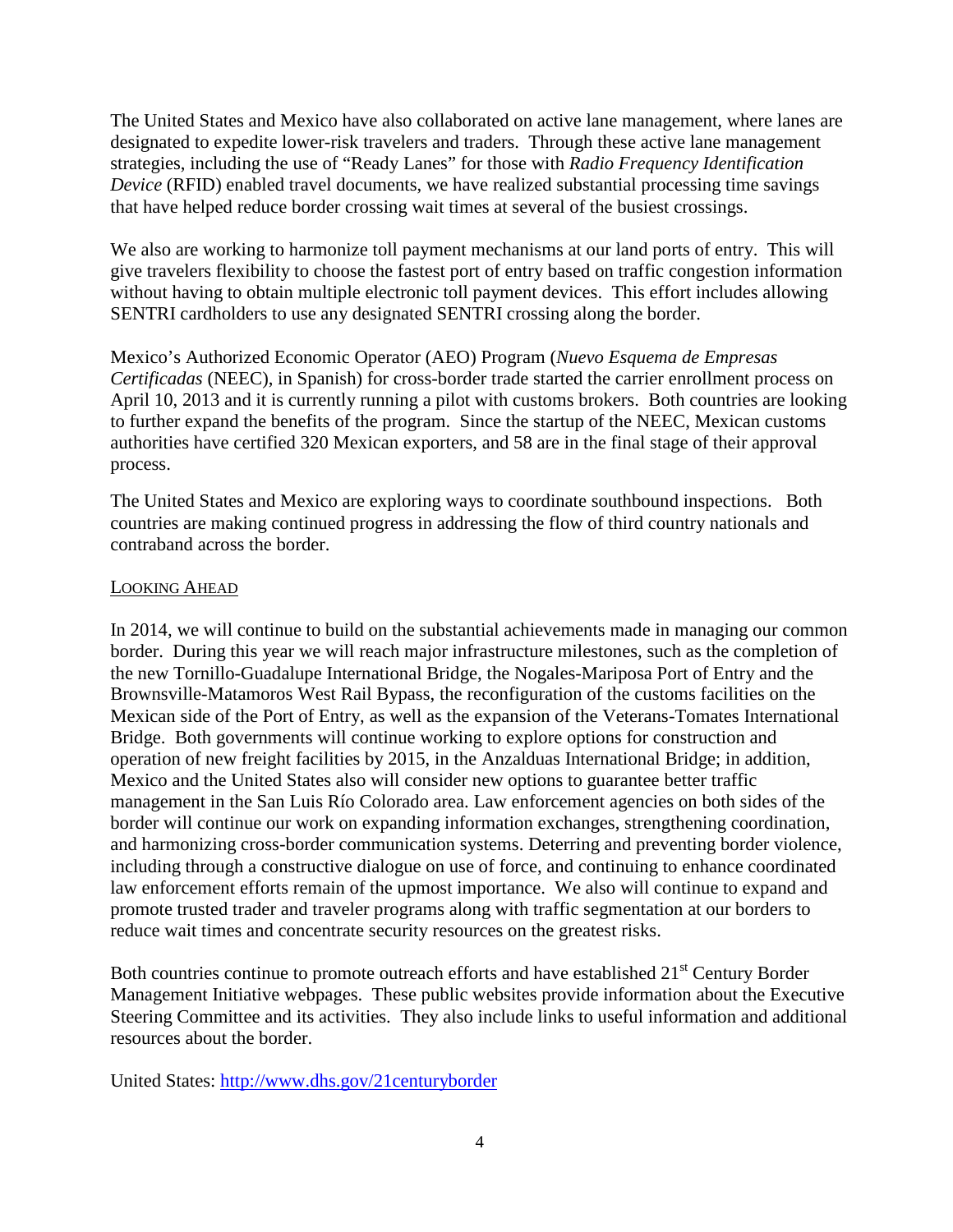The United States and Mexico have also collaborated on active lane management, where lanes are designated to expedite lower-risk travelers and traders. Through these active lane management strategies, including the use of "Ready Lanes" for those with *Radio Frequency Identification Device* (RFID) enabled travel documents, we have realized substantial processing time savings that have helped reduce border crossing wait times at several of the busiest crossings.

We also are working to harmonize toll payment mechanisms at our land ports of entry. This will give travelers flexibility to choose the fastest port of entry based on traffic congestion information without having to obtain multiple electronic toll payment devices. This effort includes allowing SENTRI cardholders to use any designated SENTRI crossing along the border.

Mexico's Authorized Economic Operator (AEO) Program (*Nuevo Esquema de Empresas Certificadas* (NEEC), in Spanish) for cross-border trade started the carrier enrollment process on April 10, 2013 and it is currently running a pilot with customs brokers. Both countries are looking to further expand the benefits of the program. Since the startup of the NEEC, Mexican customs authorities have certified 320 Mexican exporters, and 58 are in the final stage of their approval process.

The United States and Mexico are exploring ways to coordinate southbound inspections. Both countries are making continued progress in addressing the flow of third country nationals and contraband across the border.

## LOOKING AHEAD

In 2014, we will continue to build on the substantial achievements made in managing our common border. During this year we will reach major infrastructure milestones, such as the completion of the new Tornillo-Guadalupe International Bridge, the Nogales-Mariposa Port of Entry and the Brownsville-Matamoros West Rail Bypass, the reconfiguration of the customs facilities on the Mexican side of the Port of Entry, as well as the expansion of the Veterans-Tomates International Bridge. Both governments will continue working to explore options for construction and operation of new freight facilities by 2015, in the Anzalduas International Bridge; in addition, Mexico and the United States also will consider new options to guarantee better traffic management in the San Luis Río Colorado area. Law enforcement agencies on both sides of the border will continue our work on expanding information exchanges, strengthening coordination, and harmonizing cross-border communication systems. Deterring and preventing border violence, including through a constructive dialogue on use of force, and continuing to enhance coordinated law enforcement efforts remain of the upmost importance. We also will continue to expand and promote trusted trader and traveler programs along with traffic segmentation at our borders to reduce wait times and concentrate security resources on the greatest risks.

Both countries continue to promote outreach efforts and have established 21st Century Border Management Initiative webpages. These public websites provide information about the Executive Steering Committee and its activities. They also include links to useful information and additional resources about the border.

United States: http://www.dhs.gov/21centuryborder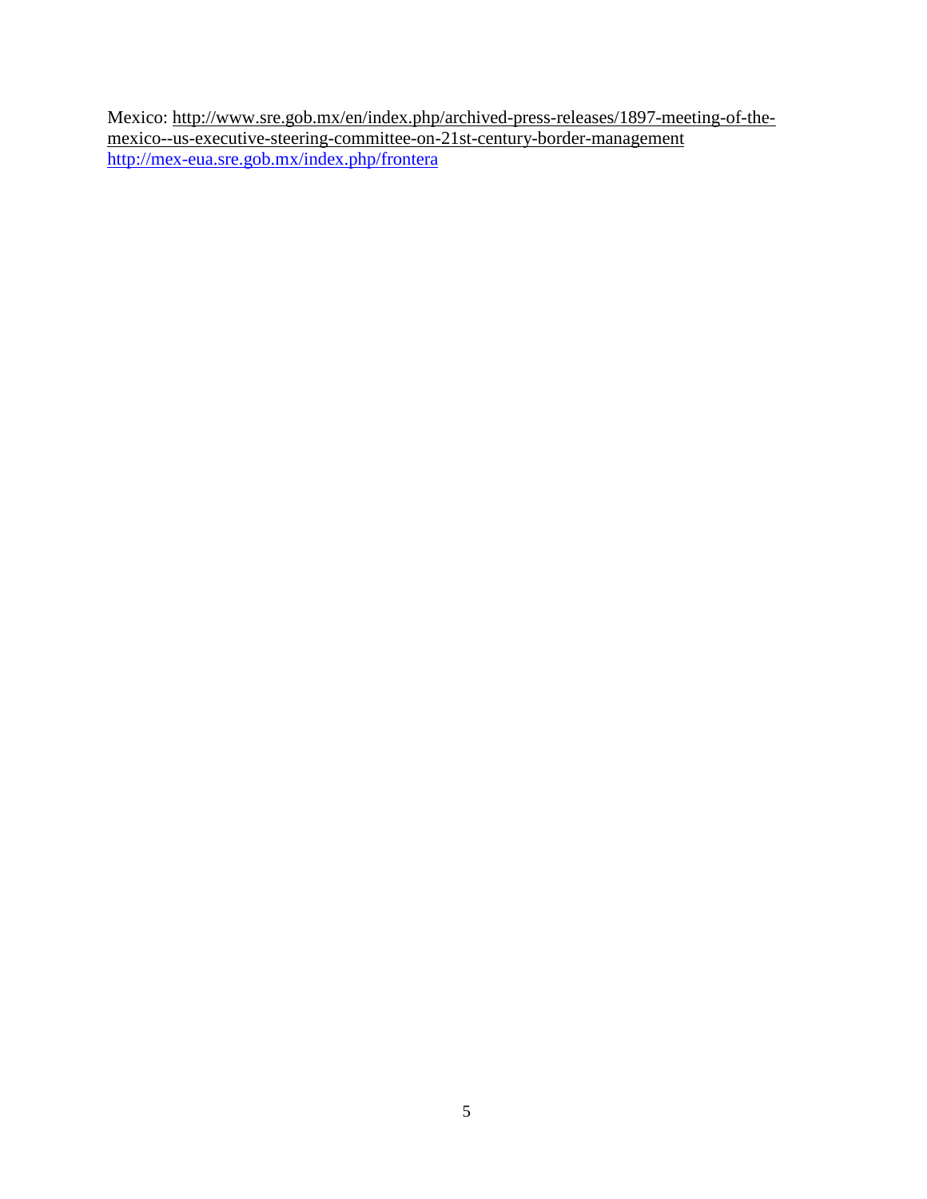Mexico: http://www.sre.gob.mx/en/index.php/archived-press-releases/1897-meeting-of-the-mexico--us-executive-steering-committee-on-21st-century-border-management
http://mex-eua.sre.gob.mx/index.php/frontera